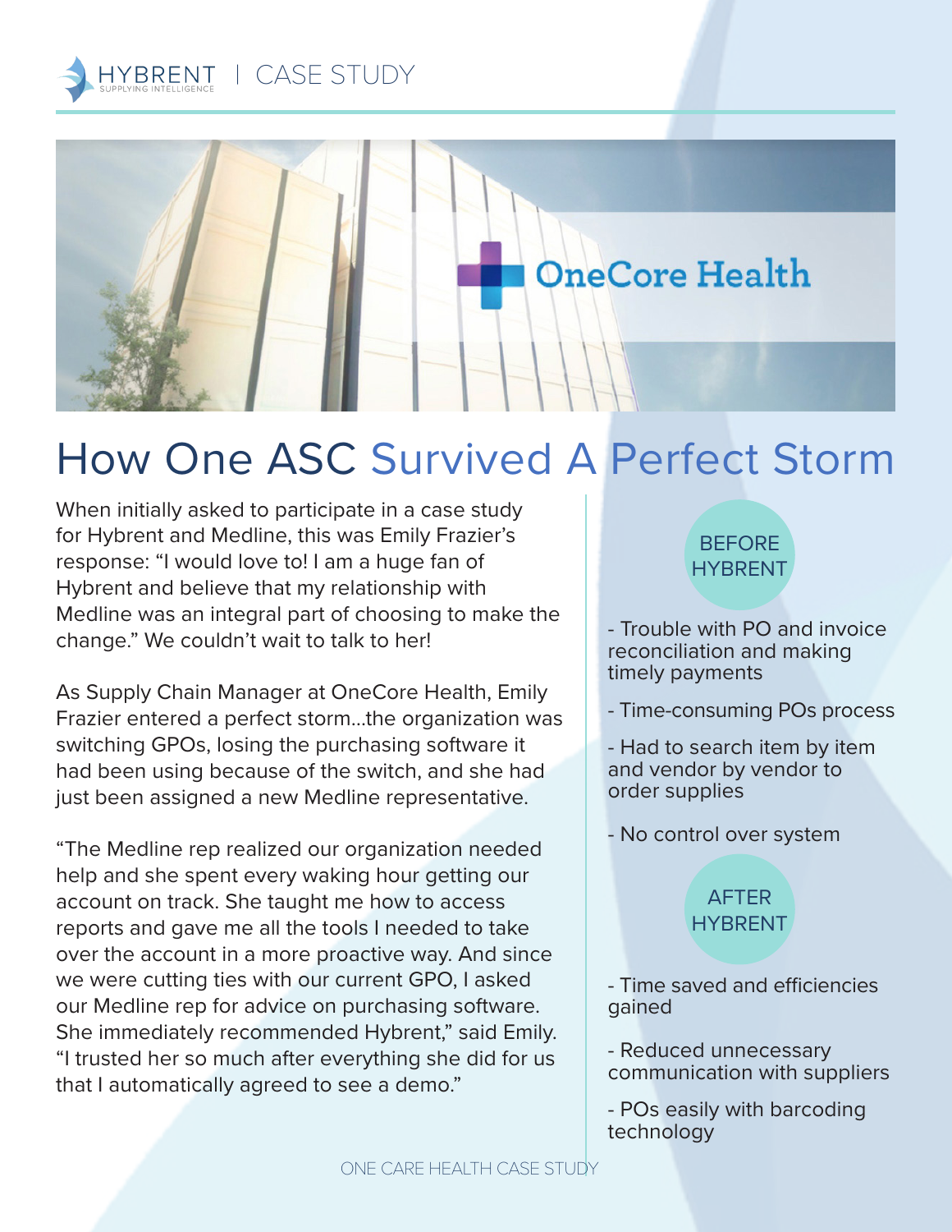HYBRENT | CASE STUDY

# How One ASC Survived A Perfect Storm

When initially asked to participate in a case study for Hybrent and Medline, this was Emily Frazier's response: "I would love to! I am a huge fan of Hybrent and believe that my relationship with Medline was an integral part of choosing to make the change." We couldn't wait to talk to her!

As Supply Chain Manager at OneCore Health, Emily Frazier entered a perfect storm…the organization was switching GPOs, losing the purchasing software it had been using because of the switch, and she had just been assigned a new Medline representative.

"The Medline rep realized our organization needed help and she spent every waking hour getting our account on track. She taught me how to access reports and gave me all the tools I needed to take over the account in a more proactive way. And since we were cutting ties with our current GPO, I asked our Medline rep for advice on purchasing software. She immediately recommended Hybrent," said Emily. "I trusted her so much after everything she did for us that I automatically agreed to see a demo."

## BEFORE HYBRENT

- Trouble with PO and invoice reconciliation and making timely payments
- Time-consuming POs process
- Had to search item by item and vendor by vendor to order supplies
- No control over system

## AFTER HYBRENT

- Time saved and efficiencies gained
- Reduced unnecessary communication with suppliers
- POs easily with barcoding technology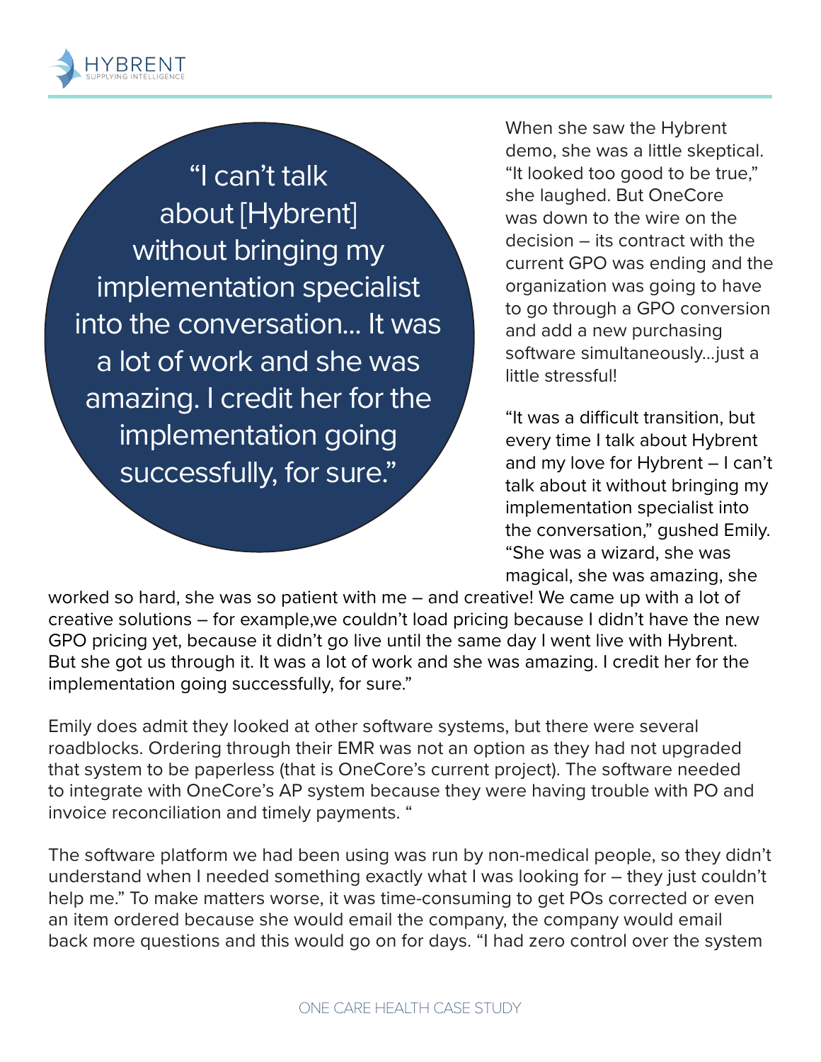> "I can't talk about [Hybrent] without bringing my implementation specialist into the conversation... It was a lot of work and she was amazing. I credit her for the implementation going successfully, for sure."

When she saw the Hybrent demo, she was a little skeptical. "It looked too good to be true," she laughed. But OneCore was down to the wire on the decision – its contract with the current GPO was ending and the organization was going to have to go through a GPO conversion and add a new purchasing software simultaneously...just a little stressful!

"It was a difficult transition, but every time I talk about Hybrent and my love for Hybrent – I can't talk about it without bringing my implementation specialist into the conversation," gushed Emily. "She was a wizard, she was magical, she was amazing, she worked so hard, she was so patient with me – and creative! We came up with a lot of creative solutions – for example,we couldn't load pricing because I didn't have the new GPO pricing yet, because it didn't go live until the same day I went live with Hybrent. But she got us through it. It was a lot of work and she was amazing. I credit her for the implementation going successfully, for sure."

Emily does admit they looked at other software systems, but there were several roadblocks. Ordering through their EMR was not an option as they had not upgraded that system to be paperless (that is OneCore's current project). The software needed to integrate with OneCore's AP system because they were having trouble with PO and invoice reconciliation and timely payments. "

The software platform we had been using was run by non-medical people, so they didn't understand when I needed something exactly what I was looking for – they just couldn't help me." To make matters worse, it was time-consuming to get POs corrected or even an item ordered because she would email the company, the company would email back more questions and this would go on for days. "I had zero control over the system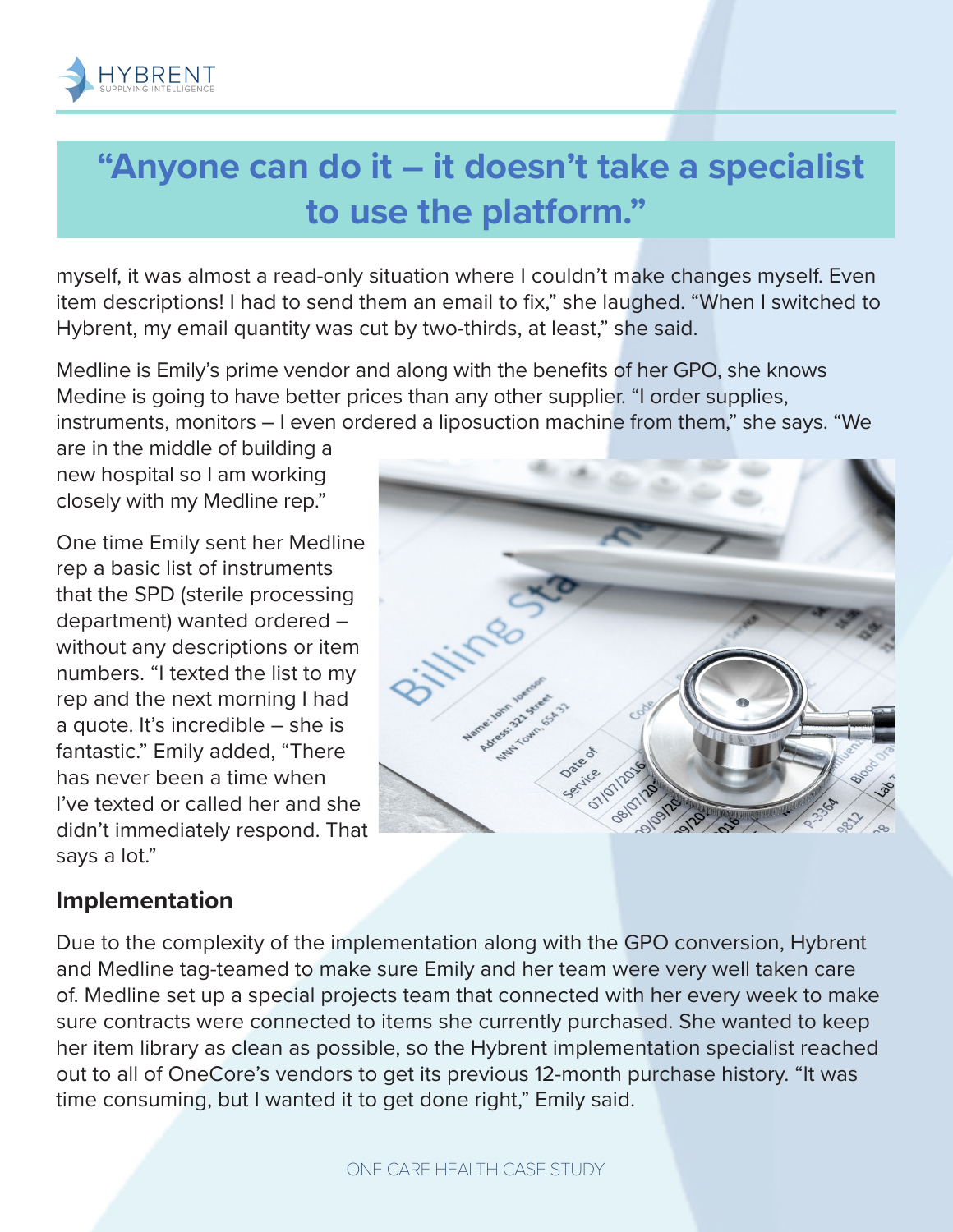## "Anyone can do it – it doesn't take a specialist to use the platform."

myself, it was almost a read-only situation where I couldn't make changes myself. Even item descriptions! I had to send them an email to fix," she laughed. "When I switched to Hybrent, my email quantity was cut by two-thirds, at least," she said.

Medline is Emily's prime vendor and along with the benefits of her GPO, she knows Medine is going to have better prices than any other supplier. "I order supplies, instruments, monitors – I even ordered a liposuction machine from them," she says. "We are in the middle of building a new hospital so I am working closely with my Medline rep."

One time Emily sent her Medline rep a basic list of instruments that the SPD (sterile processing department) wanted ordered – without any descriptions or item numbers. "I texted the list to my rep and the next morning I had a quote. It's incredible – she is fantastic." Emily added, "There has never been a time when I've texted or called her and she didn't immediately respond. That says a lot."

### Implementation

Due to the complexity of the implementation along with the GPO conversion, Hybrent and Medline tag-teamed to make sure Emily and her team were very well taken care of. Medline set up a special projects team that connected with her every week to make sure contracts were connected to items she currently purchased. She wanted to keep her item library as clean as possible, so the Hybrent implementation specialist reached out to all of OneCore's vendors to get its previous 12-month purchase history. "It was time consuming, but I wanted it to get done right," Emily said.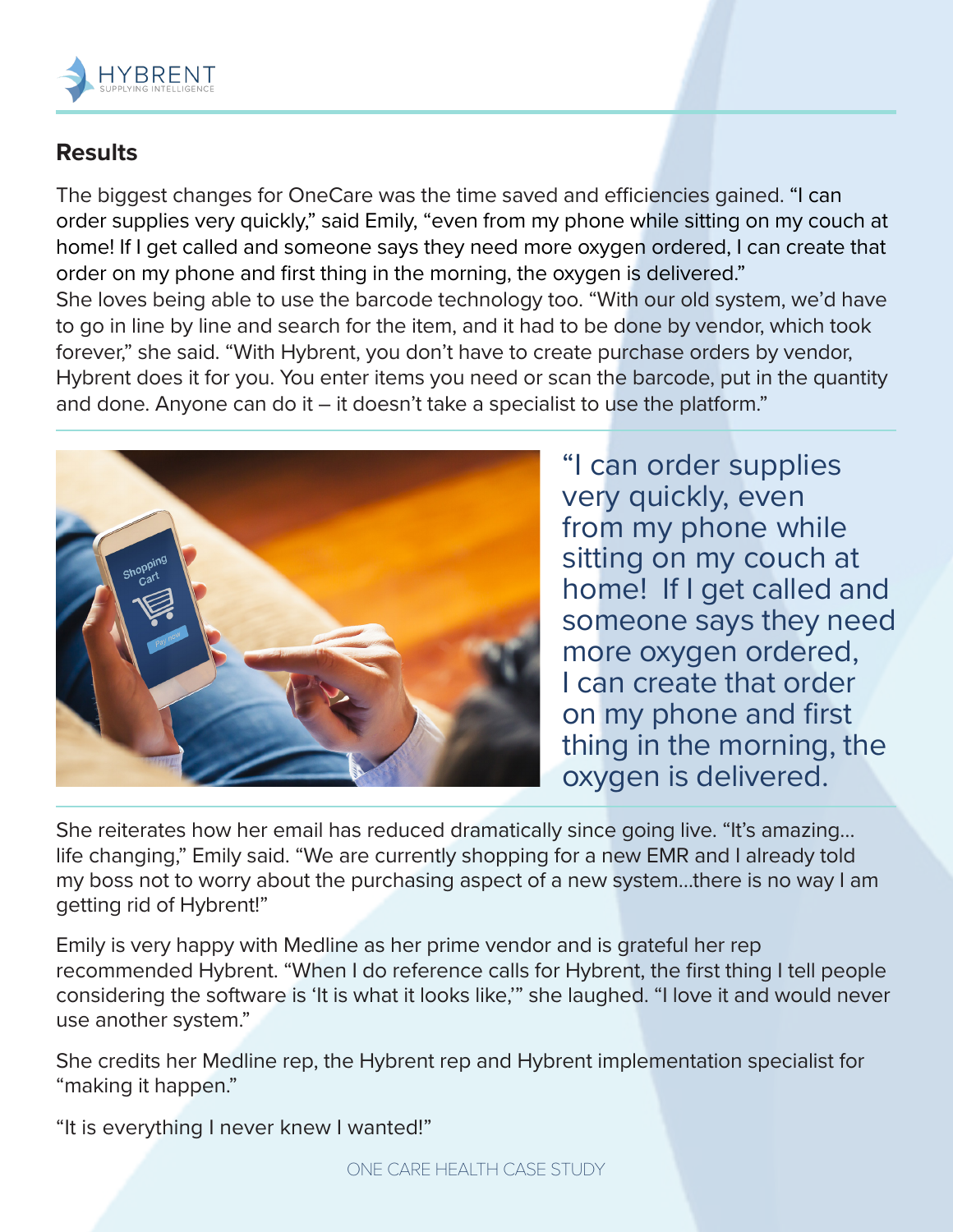## Results

The biggest changes for OneCare was the time saved and efficiencies gained. "I can order supplies very quickly," said Emily, "even from my phone while sitting on my couch at home! If I get called and someone says they need more oxygen ordered, I can create that order on my phone and first thing in the morning, the oxygen is delivered."
She loves being able to use the barcode technology too. "With our old system, we'd have to go in line by line and search for the item, and it had to be done by vendor, which took forever," she said. "With Hybrent, you don't have to create purchase orders by vendor, Hybrent does it for you. You enter items you need or scan the barcode, put in the quantity and done. Anyone can do it – it doesn't take a specialist to use the platform."

"I can order supplies very quickly, even from my phone while sitting on my couch at home! If I get called and someone says they need more oxygen ordered, I can create that order on my phone and first thing in the morning, the oxygen is delivered.

She reiterates how her email has reduced dramatically since going live. "It's amazing... life changing," Emily said. "We are currently shopping for a new EMR and I already told my boss not to worry about the purchasing aspect of a new system...there is no way I am getting rid of Hybrent!"

Emily is very happy with Medline as her prime vendor and is grateful her rep recommended Hybrent. "When I do reference calls for Hybrent, the first thing I tell people considering the software is 'It is what it looks like,'" she laughed. "I love it and would never use another system."

She credits her Medline rep, the Hybrent rep and Hybrent implementation specialist for "making it happen."

"It is everything I never knew I wanted!"